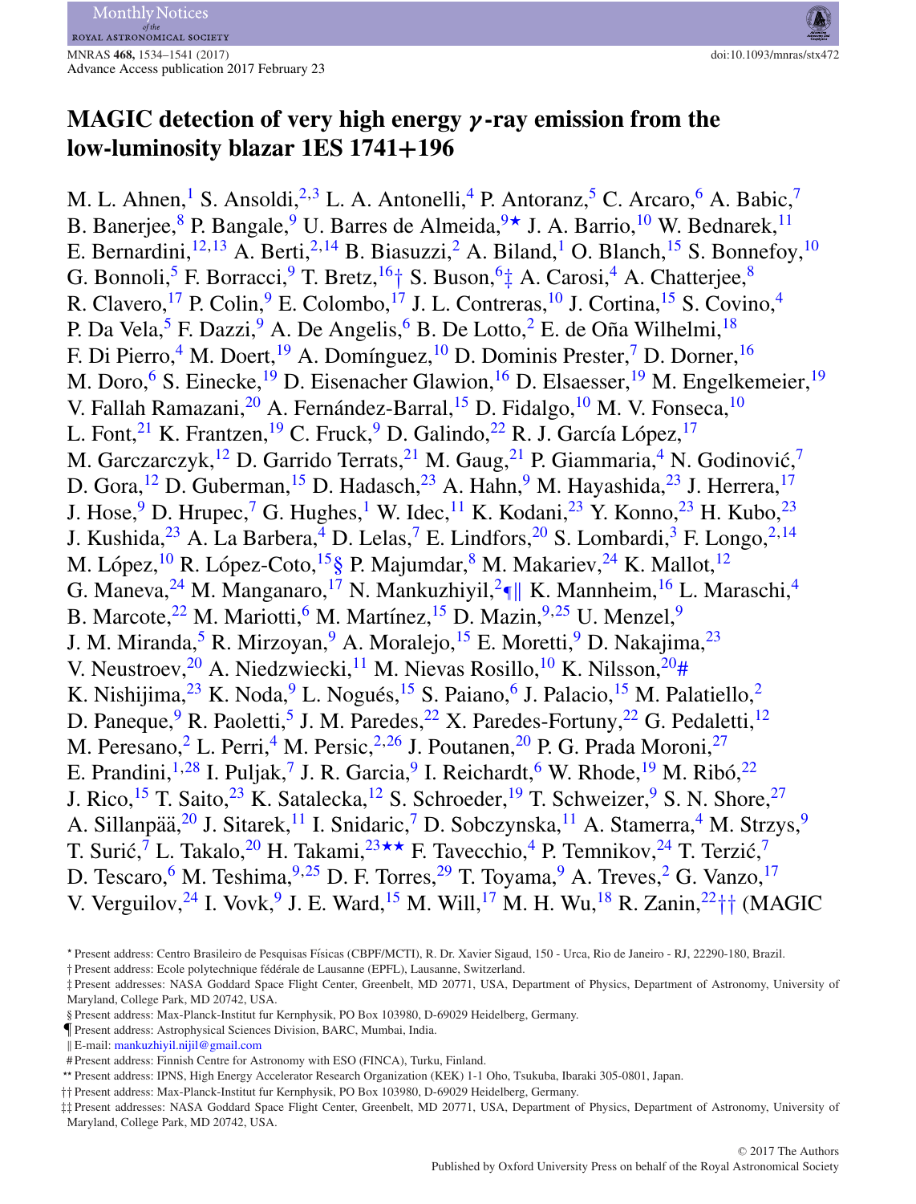# MAGIC detection of very high energy $\gamma$-ray emission from the low-luminosity blazar 1ES 1741+196

M. L. Ahnen,[1] S. Ansoldi,[2,3] L. A. Antonelli,[4] P. Antoranz,[5] C. Arcaro,[6] A. Babic,[7] B. Banerjee,[8] P. Bangale,[9] U. Barres de Almeida,[9⋆] J. A. Barrio,[10] W. Bednarek,[11] E. Bernardini,[12,13] A. Berti,[2,14] B. Biasuzzi,[2] A. Biland,[1] O. Blanch,[15] S. Bonnefoy,[10] G. Bonnoli,[5] F. Borracci,[9] T. Bretz,[16†] S. Buson,[6‡] A. Carosi,[4] A. Chatterjee,[8] R. Clavero,[17] P. Colin,[9] E. Colombo,[17] J. L. Contreras,[10] J. Cortina,[15] S. Covino,[4] P. Da Vela,[5] F. Dazzi,[9] A. De Angelis,[6] B. De Lotto,[2] E. de Oña Wilhelmi,[18] F. Di Pierro,[4] M. Doert,[19] A. Domínguez,[10] D. Dominis Prester,[7] D. Dorner,[16] M. Doro,[6] S. Einecke,[19] D. Eisenacher Glawion,[16] D. Elsaesser,[19] M. Engelkemeier,[19] V. Fallah Ramazani,[20] A. Fernández-Barral,[15] D. Fidalgo,[10] M. V. Fonseca,[10] L. Font,[21] K. Frantzen,[19] C. Fruck,[9] D. Galindo,[22] R. J. García López,[17] M. Garczarczyk,[12] D. Garrido Terrats,[21] M. Gaug,[21] P. Giammaria,[4] N. Godinović,[7] D. Gora,[12] D. Guberman,[15] D. Hadasch,[23] A. Hahn,[9] M. Hayashida,[23] J. Herrera,[17] J. Hose,[9] D. Hrupec,[7] G. Hughes,[1] W. Idec,[11] K. Kodani,[23] Y. Konno,[23] H. Kubo,[23] J. Kushida,[23] A. La Barbera,[4] D. Lelas,[7] E. Lindfors,[20] S. Lombardi,[3] F. Longo,[2,14] M. López,[10] R. López-Coto,[15§] P. Majumdar,[8] M. Makariev,[24] K. Mallot,[12] G. Maneva,[24] M. Manganaro,[17] N. Mankuzhiyil,[2¶‖] K. Mannheim,[16] L. Maraschi,[4] B. Marcote,[22] M. Mariotti,[6] M. Martínez,[15] D. Mazin,[9,25] U. Menzel,[9] J. M. Miranda,[5] R. Mirzoyan,[9] A. Moralejo,[15] E. Moretti,[9] D. Nakajima,[23] V. Neustroev,[20] A. Niedzwiecki,[11] M. Nievas Rosillo,[10] K. Nilsson,[20#] K. Nishijima,[23] K. Noda,[9] L. Nogués,[15] S. Paiano,[6] J. Palacio,[15] M. Palatiello,[2] D. Paneque,[9] R. Paoletti,[5] J. M. Paredes,[22] X. Paredes-Fortuny,[22] G. Pedaletti,[12] M. Peresano,[2] L. Perri,[4] M. Persic,[2,26] J. Poutanen,[20] P. G. Prada Moroni,[27] E. Prandini,[1,28] I. Puljak,[7] J. R. Garcia,[9] I. Reichardt,[6] W. Rhode,[19] M. Ribó,[22] J. Rico,[15] T. Saito,[23] K. Satalecka,[12] S. Schroeder,[19] T. Schweizer,[9] S. N. Shore,[27] A. Sillanpää,[20] J. Sitarek,[11] I. Snidaric,[7] D. Sobczynska,[11] A. Stamerra,[4] M. Strzys,[9] T. Surić,[7] L. Takalo,[20] H. Takami,[23⋆⋆] F. Tavecchio,[4] P. Temnikov,[24] T. Terzić,[7] D. Tescaro,[6] M. Teshima,[9,25] D. F. Torres,[29] T. Toyama,[9] A. Treves,[2] G. Vanzo,[17] V. Verguilov,[24] I. Vovk,[9] J. E. Ward,[15] M. Will,[17] M. H. Wu,[18] R. Zanin,[22††] (MAGIC

⋆ Present address: Centro Brasileiro de Pesquisas Físicas (CBPF/MCTI), R. Dr. Xavier Sigaud, 150 - Urca, Rio de Janeiro - RJ, 22290-180, Brazil.

† Present address: Ecole polytechnique fédérale de Lausanne (EPFL), Lausanne, Switzerland.

‡ Present addresses: NASA Goddard Space Flight Center, Greenbelt, MD 20771, USA, Department of Physics, Department of Astronomy, University of Maryland, College Park, MD 20742, USA.

§ Present address: Max-Planck-Institut fur Kernphysik, PO Box 103980, D-69029 Heidelberg, Germany.

¶ Present address: Astrophysical Sciences Division, BARC, Mumbai, India.

‖ E-mail: mankuzhiyil.nijil@gmail.com

# Present address: Finnish Centre for Astronomy with ESO (FINCA), Turku, Finland.

⋆⋆ Present address: IPNS, High Energy Accelerator Research Organization (KEK) 1-1 Oho, Tsukuba, Ibaraki 305-0801, Japan.

†† Present address: Max-Planck-Institut fur Kernphysik, PO Box 103980, D-69029 Heidelberg, Germany.

‡‡ Present addresses: NASA Goddard Space Flight Center, Greenbelt, MD 20771, USA, Department of Physics, Department of Astronomy, University of Maryland, College Park, MD 20742, USA.

© 2017 The Authors
Published by Oxford University Press on behalf of the Royal Astronomical Society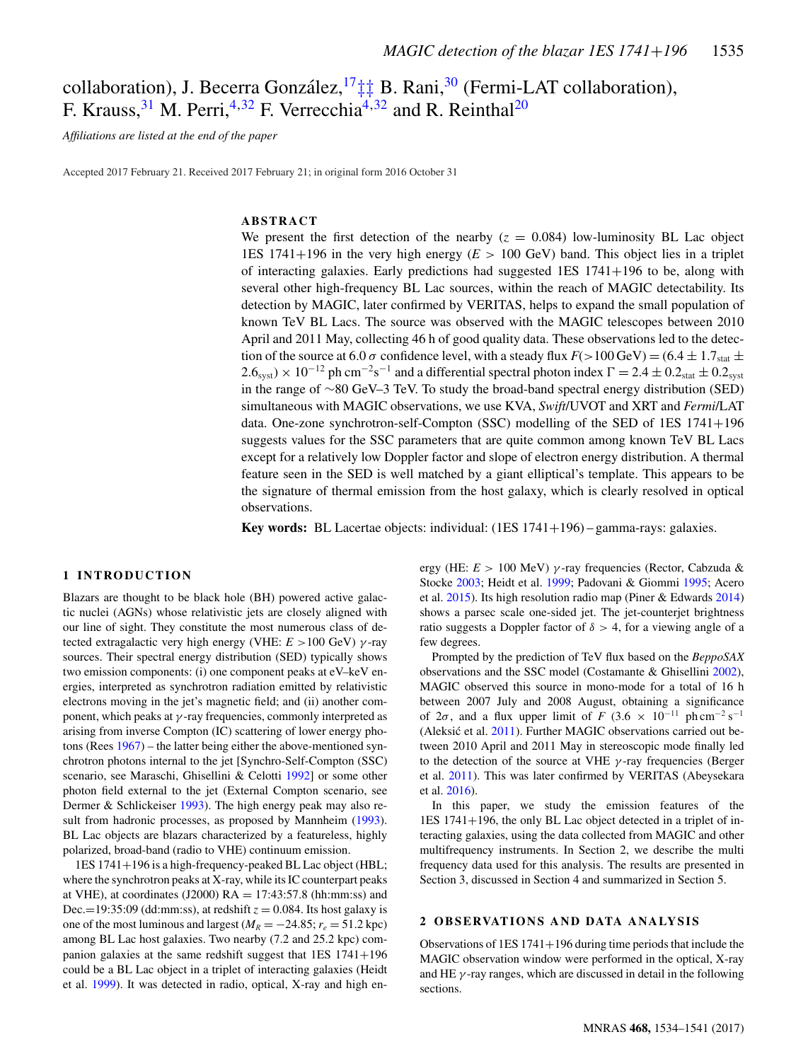collaboration), J. Becerra González,[17‡‡] B. Rani,[30] (Fermi-LAT collaboration), F. Krauss,[31] M. Perri,[4,32] F. Verrecchia[4,32] and R. Reinthal[20]

*Affiliations are listed at the end of the paper*

Accepted 2017 February 21. Received 2017 February 21; in original form 2016 October 31

## ABSTRACT

We present the first detection of the nearby ($z$ = 0.084) low-luminosity BL Lac object 1ES 1741+196 in the very high energy ($E$ > 100 GeV) band. This object lies in a triplet of interacting galaxies. Early predictions had suggested 1ES 1741+196 to be, along with several other high-frequency BL Lac sources, within the reach of MAGIC detectability. Its detection by MAGIC, later confirmed by VERITAS, helps to expand the small population of known TeV BL Lacs. The source was observed with the MAGIC telescopes between 2010 April and 2011 May, collecting 46 h of good quality data. These observations led to the detection of the source at 6.0 $\sigma$ confidence level, with a steady flux $F(>100\,\mathrm{GeV}) = (6.4 \pm 1.7_{\mathrm{stat}} \pm 2.6_{\mathrm{syst}}) \times 10^{-12}$ ph cm$^{-2}$s$^{-1}$ and a differential spectral photon index $\Gamma = 2.4 \pm 0.2_{\mathrm{stat}} \pm 0.2_{\mathrm{syst}}$ in the range of ~80 GeV–3 TeV. To study the broad-band spectral energy distribution (SED) simultaneous with MAGIC observations, we use KVA, *Swift*/UVOT and XRT and *Fermi*/LAT data. One-zone synchrotron-self-Compton (SSC) modelling of the SED of 1ES 1741+196 suggests values for the SSC parameters that are quite common among known TeV BL Lacs except for a relatively low Doppler factor and slope of electron energy distribution. A thermal feature seen in the SED is well matched by a giant elliptical's template. This appears to be the signature of thermal emission from the host galaxy, which is clearly resolved in optical observations.

**Key words:** BL Lacertae objects: individual: (1ES 1741+196) – gamma-rays: galaxies.

## 1 INTRODUCTION

Blazars are thought to be black hole (BH) powered active galactic nuclei (AGNs) whose relativistic jets are closely aligned with our line of sight. They constitute the most numerous class of detected extragalactic very high energy (VHE: $E$ >100 GeV) $\gamma$-ray sources. Their spectral energy distribution (SED) typically shows two emission components: (i) one component peaks at eV–keV energies, interpreted as synchrotron radiation emitted by relativistic electrons moving in the jet's magnetic field; and (ii) another component, which peaks at $\gamma$-ray frequencies, commonly interpreted as arising from inverse Compton (IC) scattering of lower energy photons (Rees 1967) – the latter being either the above-mentioned synchrotron photons internal to the jet [Synchro-Self-Compton (SSC) scenario, see Maraschi, Ghisellini & Celotti 1992] or some other photon field external to the jet (External Compton scenario, see Dermer & Schlickeiser 1993). The high energy peak may also result from hadronic processes, as proposed by Mannheim (1993). BL Lac objects are blazars characterized by a featureless, highly polarized, broad-band (radio to VHE) continuum emission.

1ES 1741+196 is a high-frequency-peaked BL Lac object (HBL; where the synchrotron peaks at X-ray, while its IC counterpart peaks at VHE), at coordinates (J2000) RA = 17:43:57.8 (hh:mm:ss) and Dec.=19:35:09 (dd:mm:ss), at redshift $z$ = 0.084. Its host galaxy is one of the most luminous and largest ($M_R = -24.85$; $r_e$ = 51.2 kpc) among BL Lac host galaxies. Two nearby (7.2 and 25.2 kpc) companion galaxies at the same redshift suggest that 1ES 1741+196 could be a BL Lac object in a triplet of interacting galaxies (Heidt et al. 1999). It was detected in radio, optical, X-ray and high energy (HE: $E$ > 100 MeV) $\gamma$-ray frequencies (Rector, Cabzuda & Stocke 2003; Heidt et al. 1999; Padovani & Giommi 1995; Acero et al. 2015). Its high resolution radio map (Piner & Edwards 2014) shows a parsec scale one-sided jet. The jet-counterjet brightness ratio suggests a Doppler factor of $\delta$ > 4, for a viewing angle of a few degrees.

Prompted by the prediction of TeV flux based on the *BeppoSAX* observations and the SSC model (Costamante & Ghisellini 2002), MAGIC observed this source in mono-mode for a total of 16 h between 2007 July and 2008 August, obtaining a significance of 2$\sigma$, and a flux upper limit of $F$ (3.6 × 10$^{-11}$ ph cm$^{-2}$ s$^{-1}$ (Aleksić et al. 2011). Further MAGIC observations carried out between 2010 April and 2011 May in stereoscopic mode finally led to the detection of the source at VHE $\gamma$-ray frequencies (Berger et al. 2011). This was later confirmed by VERITAS (Abeysekara et al. 2016).

In this paper, we study the emission features of the 1ES 1741+196, the only BL Lac object detected in a triplet of interacting galaxies, using the data collected from MAGIC and other multifrequency instruments. In Section 2, we describe the multi frequency data used for this analysis. The results are presented in Section 3, discussed in Section 4 and summarized in Section 5.

## 2 OBSERVATIONS AND DATA ANALYSIS

Observations of 1ES 1741+196 during time periods that include the MAGIC observation window were performed in the optical, X-ray and HE $\gamma$-ray ranges, which are discussed in detail in the following sections.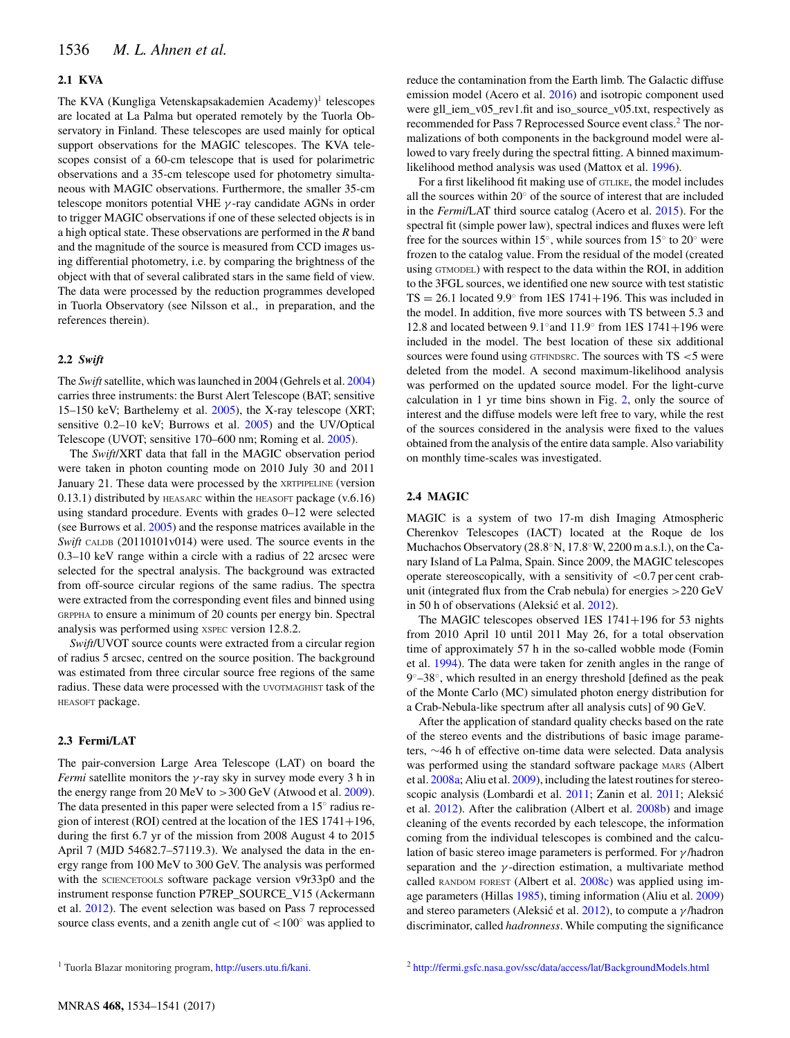## 2.1 KVA

The KVA (Kungliga Vetenskapsakademien Academy)[1] telescopes are located at La Palma but operated remotely by the Tuorla Observatory in Finland. These telescopes are used mainly for optical support observations for the MAGIC telescopes. The KVA telescopes consist of a 60-cm telescope that is used for polarimetric observations and a 35-cm telescope used for photometry simultaneous with MAGIC observations. Furthermore, the smaller 35-cm telescope monitors potential VHE $\gamma$-ray candidate AGNs in order to trigger MAGIC observations if one of these selected objects is in a high optical state. These observations are performed in the *R* band and the magnitude of the source is measured from CCD images using differential photometry, i.e. by comparing the brightness of the object with that of several calibrated stars in the same field of view. The data were processed by the reduction programmes developed in Tuorla Observatory (see Nilsson et al., in preparation, and the references therein).

## 2.2 *Swift*

The *Swift* satellite, which was launched in 2004 (Gehrels et al. 2004) carries three instruments: the Burst Alert Telescope (BAT; sensitive 15–150 keV; Barthelemy et al. 2005), the X-ray telescope (XRT; sensitive 0.2–10 keV; Burrows et al. 2005) and the UV/Optical Telescope (UVOT; sensitive 170–600 nm; Roming et al. 2005).

The *Swift*/XRT data that fall in the MAGIC observation period were taken in photon counting mode on 2010 July 30 and 2011 January 21. These data were processed by the XRTPIPELINE (version 0.13.1) distributed by HEASARC within the HEASOFT package (v.6.16) using standard procedure. Events with grades 0–12 were selected (see Burrows et al. 2005) and the response matrices available in the *Swift* CALDB (20110101v014) were used. The source events in the 0.3–10 keV range within a circle with a radius of 22 arcsec were selected for the spectral analysis. The background was extracted from off-source circular regions of the same radius. The spectra were extracted from the corresponding event files and binned using GRPPHA to ensure a minimum of 20 counts per energy bin. Spectral analysis was performed using XSPEC version 12.8.2.

*Swift*/UVOT source counts were extracted from a circular region of radius 5 arcsec, centred on the source position. The background was estimated from three circular source free regions of the same radius. These data were processed with the UVOTMAGHIST task of the HEASOFT package.

## 2.3 Fermi/LAT

The pair-conversion Large Area Telescope (LAT) on board the *Fermi* satellite monitors the $\gamma$-ray sky in survey mode every 3 h in the energy range from 20 MeV to >300 GeV (Atwood et al. 2009). The data presented in this paper were selected from a 15° radius region of interest (ROI) centred at the location of the 1ES 1741+196, during the first 6.7 yr of the mission from 2008 August 4 to 2015 April 7 (MJD 54682.7–57119.3). We analysed the data in the energy range from 100 MeV to 300 GeV. The analysis was performed with the SCIENCETOOLS software package version v9r33p0 and the instrument response function P7REP_SOURCE_V15 (Ackermann et al. 2012). The event selection was based on Pass 7 reprocessed source class events, and a zenith angle cut of <100° was applied to reduce the contamination from the Earth limb. The Galactic diffuse emission model (Acero et al. 2016) and isotropic component used were gll_iem_v05_rev1.fit and iso_source_v05.txt, respectively as recommended for Pass 7 Reprocessed Source event class.[2] The normalizations of both components in the background model were allowed to vary freely during the spectral fitting. A binned maximum-likelihood method analysis was used (Mattox et al. 1996).

For a first likelihood fit making use of GTLIKE, the model includes all the sources within 20° of the source of interest that are included in the *Fermi*/LAT third source catalog (Acero et al. 2015). For the spectral fit (simple power law), spectral indices and fluxes were left free for the sources within 15°, while sources from 15° to 20° were frozen to the catalog value. From the residual of the model (created using GTMODEL) with respect to the data within the ROI, in addition to the 3FGL sources, we identified one new source with test statistic TS = 26.1 located 9.9° from 1ES 1741+196. This was included in the model. In addition, five more sources with TS between 5.3 and 12.8 and located between 9.1°and 11.9° from 1ES 1741+196 were included in the model. The best location of these six additional sources were found using GTFINDSRC. The sources with TS <5 were deleted from the model. A second maximum-likelihood analysis was performed on the updated source model. For the light-curve calculation in 1 yr time bins shown in Fig. 2, only the source of interest and the diffuse models were left free to vary, while the rest of the sources considered in the analysis were fixed to the values obtained from the analysis of the entire data sample. Also variability on monthly time-scales was investigated.

## 2.4 MAGIC

MAGIC is a system of two 17-m dish Imaging Atmospheric Cherenkov Telescopes (IACT) located at the Roque de los Muchachos Observatory (28.8°N, 17.8°W, 2200 m a.s.l.), on the Canary Island of La Palma, Spain. Since 2009, the MAGIC telescopes operate stereoscopically, with a sensitivity of <0.7 per cent crab-unit (integrated flux from the Crab nebula) for energies >220 GeV in 50 h of observations (Aleksić et al. 2012).

The MAGIC telescopes observed 1ES 1741+196 for 53 nights from 2010 April 10 until 2011 May 26, for a total observation time of approximately 57 h in the so-called wobble mode (Fomin et al. 1994). The data were taken for zenith angles in the range of 9°–38°, which resulted in an energy threshold [defined as the peak of the Monte Carlo (MC) simulated photon energy distribution for a Crab-Nebula-like spectrum after all analysis cuts] of 90 GeV.

After the application of standard quality checks based on the rate of the stereo events and the distributions of basic image parameters, ~46 h of effective on-time data were selected. Data analysis was performed using the standard software package MARS (Albert et al. 2008a; Aliu et al. 2009), including the latest routines for stereoscopic analysis (Lombardi et al. 2011; Zanin et al. 2011; Aleksić et al. 2012). After the calibration (Albert et al. 2008b) and image cleaning of the events recorded by each telescope, the information coming from the individual telescopes is combined and the calculation of basic stereo image parameters is performed. For $\gamma$/hadron separation and the $\gamma$-direction estimation, a multivariate method called RANDOM FOREST (Albert et al. 2008c) was applied using image parameters (Hillas 1985), timing information (Aliu et al. 2009) and stereo parameters (Aleksić et al. 2012), to compute a $\gamma$/hadron discriminator, called *hadronness*. While computing the significance

[1] Tuorla Blazar monitoring program, http://users.utu.fi/kani.

[2] http://fermi.gsfc.nasa.gov/ssc/data/access/lat/BackgroundModels.html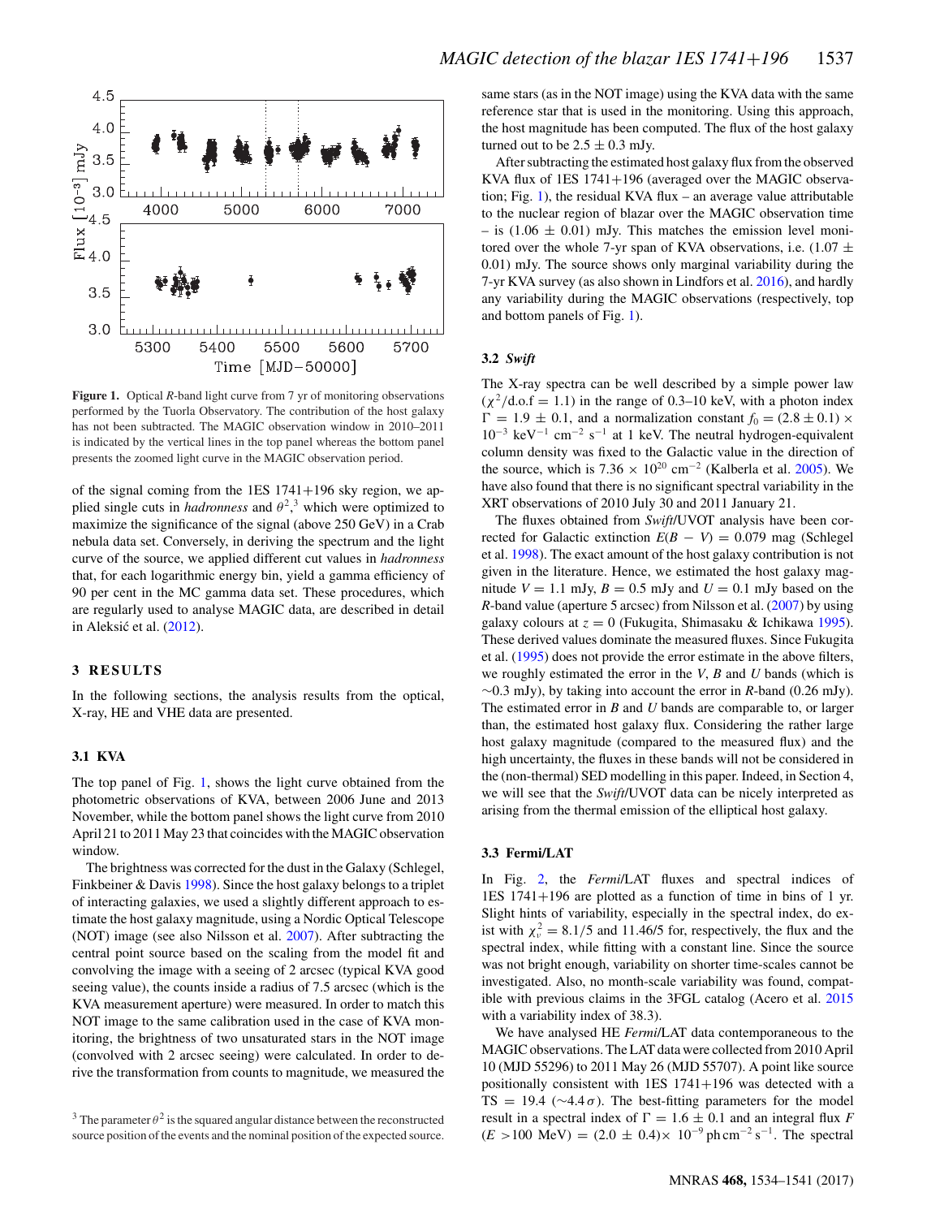Figure 1. Optical *R*-band light curve from 7 yr of monitoring observations performed by the Tuorla Observatory. The contribution of the host galaxy has not been subtracted. The MAGIC observation window in 2010–2011 is indicated by the vertical lines in the top panel whereas the bottom panel presents the zoomed light curve in the MAGIC observation period.

of the signal coming from the 1ES 1741+196 sky region, we applied single cuts in *hadronness* and $\theta^2$,[3] which were optimized to maximize the significance of the signal (above 250 GeV) in a Crab nebula data set. Conversely, in deriving the spectrum and the light curve of the source, we applied different cut values in *hadronness* that, for each logarithmic energy bin, yield a gamma efficiency of 90 per cent in the MC gamma data set. These procedures, which are regularly used to analyse MAGIC data, are described in detail in Aleksić et al. (2012).

## 3 RESULTS

In the following sections, the analysis results from the optical, X-ray, HE and VHE data are presented.

### 3.1 KVA

The top panel of Fig. 1, shows the light curve obtained from the photometric observations of KVA, between 2006 June and 2013 November, while the bottom panel shows the light curve from 2010 April 21 to 2011 May 23 that coincides with the MAGIC observation window.

The brightness was corrected for the dust in the Galaxy (Schlegel, Finkbeiner & Davis 1998). Since the host galaxy belongs to a triplet of interacting galaxies, we used a slightly different approach to estimate the host galaxy magnitude, using a Nordic Optical Telescope (NOT) image (see also Nilsson et al. 2007). After subtracting the central point source based on the scaling from the model fit and convolving the image with a seeing of 2 arcsec (typical KVA good seeing value), the counts inside a radius of 7.5 arcsec (which is the KVA measurement aperture) were measured. In order to match this NOT image to the same calibration used in the case of KVA monitoring, the brightness of two unsaturated stars in the NOT image (convolved with 2 arcsec seeing) were calculated. In order to derive the transformation from counts to magnitude, we measured the same stars (as in the NOT image) using the KVA data with the same reference star that is used in the monitoring. Using this approach, the host magnitude has been computed. The flux of the host galaxy turned out to be 2.5 ± 0.3 mJy.

After subtracting the estimated host galaxy flux from the observed KVA flux of 1ES 1741+196 (averaged over the MAGIC observation; Fig. 1), the residual KVA flux – an average value attributable to the nuclear region of blazar over the MAGIC observation time – is (1.06 ± 0.01) mJy. This matches the emission level monitored over the whole 7-yr span of KVA observations, i.e. (1.07 ± 0.01) mJy. The source shows only marginal variability during the 7-yr KVA survey (as also shown in Lindfors et al. 2016), and hardly any variability during the MAGIC observations (respectively, top and bottom panels of Fig. 1).

### 3.2 *Swift*

The X-ray spectra can be well described by a simple power law ($\chi^2$/d.o.f = 1.1) in the range of 0.3–10 keV, with a photon index $\Gamma = 1.9 \pm 0.1$, and a normalization constant $f_0 = (2.8 \pm 0.1) \times 10^{-3}$ keV$^{-1}$ cm$^{-2}$ s$^{-1}$ at 1 keV. The neutral hydrogen-equivalent column density was fixed to the Galactic value in the direction of the source, which is $7.36 \times 10^{20}$ cm$^{-2}$ (Kalberla et al. 2005). We have also found that there is no significant spectral variability in the XRT observations of 2010 July 30 and 2011 January 21.

The fluxes obtained from *Swift*/UVOT analysis have been corrected for Galactic extinction $E(B - V) = 0.079$ mag (Schlegel et al. 1998). The exact amount of the host galaxy contribution is not given in the literature. Hence, we estimated the host galaxy magnitude $V = 1.1$ mJy, $B = 0.5$ mJy and $U = 0.1$ mJy based on the *R*-band value (aperture 5 arcsec) from Nilsson et al. (2007) by using galaxy colours at $z = 0$ (Fukugita, Shimasaku & Ichikawa 1995). These derived values dominate the measured fluxes. Since Fukugita et al. (1995) does not provide the error estimate in the above filters, we roughly estimated the error in the *V*, *B* and *U* bands (which is ∼0.3 mJy), by taking into account the error in *R*-band (0.26 mJy). The estimated error in *B* and *U* bands are comparable to, or larger than, the estimated host galaxy flux. Considering the rather large host galaxy magnitude (compared to the measured flux) and the high uncertainty, the fluxes in these bands will not be considered in the (non-thermal) SED modelling in this paper. Indeed, in Section 4, we will see that the *Swift*/UVOT data can be nicely interpreted as arising from the thermal emission of the elliptical host galaxy.

### 3.3 Fermi/LAT

In Fig. 2, the *Fermi*/LAT fluxes and spectral indices of 1ES 1741+196 are plotted as a function of time in bins of 1 yr. Slight hints of variability, especially in the spectral index, do exist with $\chi^2_\nu = 8.1/5$ and 11.46/5 for, respectively, the flux and the spectral index, while fitting with a constant line. Since the source was not bright enough, variability on shorter time-scales cannot be investigated. Also, no month-scale variability was found, compatible with previous claims in the 3FGL catalog (Acero et al. 2015 with a variability index of 38.3).

We have analysed HE *Fermi*/LAT data contemporaneous to the MAGIC observations. The LAT data were collected from 2010 April 10 (MJD 55296) to 2011 May 26 (MJD 55707). A point like source positionally consistent with 1ES 1741+196 was detected with a TS = 19.4 (∼4.4 σ). The best-fitting parameters for the model result in a spectral index of $\Gamma = 1.6 \pm 0.1$ and an integral flux *F* ($E$ >100 MeV) = $(2.0 \pm 0.4) \times 10^{-9}$ ph cm$^{-2}$ s$^{-1}$. The spectral

[3] The parameter $\theta^2$ is the squared angular distance between the reconstructed source position of the events and the nominal position of the expected source.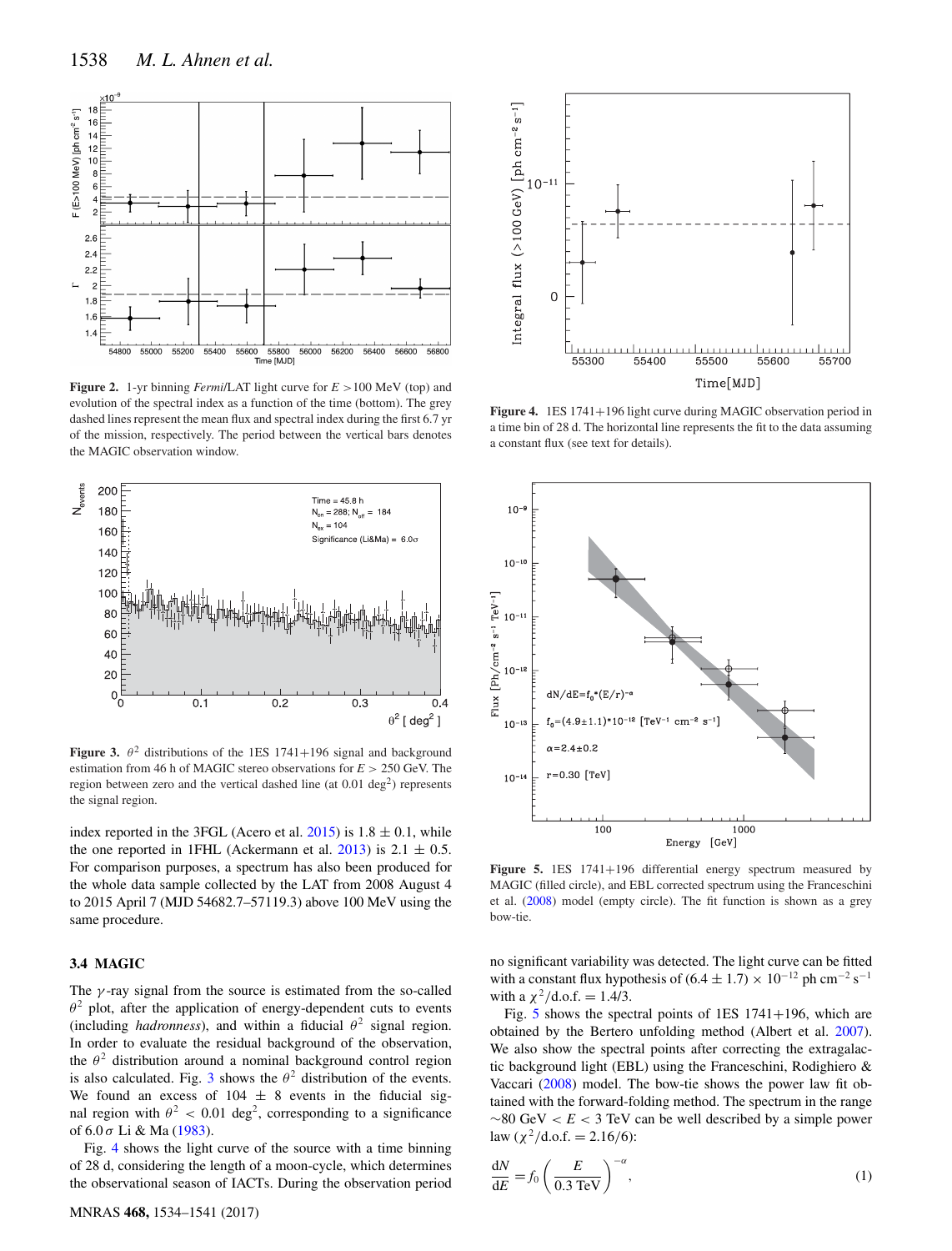Figure 2. 1-yr binning *Fermi*/LAT light curve for $E > 100$ MeV (top) and evolution of the spectral index as a function of the time (bottom). The grey dashed lines represent the mean flux and spectral index during the first 6.7 yr of the mission, respectively. The period between the vertical bars denotes the MAGIC observation window.

Figure 3. $\theta^2$ distributions of the 1ES 1741+196 signal and background estimation from 46 h of MAGIC stereo observations for $E > 250$ GeV. The region between zero and the vertical dashed line (at 0.01 deg$^2$) represents the signal region.

index reported in the 3FGL (Acero et al. 2015) is $1.8 \pm 0.1$, while the one reported in 1FHL (Ackermann et al. 2013) is $2.1 \pm 0.5$. For comparison purposes, a spectrum has also been produced for the whole data sample collected by the LAT from 2008 August 4 to 2015 April 7 (MJD 54682.7–57119.3) above 100 MeV using the same procedure.

### 3.4 MAGIC

The $\gamma$-ray signal from the source is estimated from the so-called $\theta^2$ plot, after the application of energy-dependent cuts to events (including *hadronness*), and within a fiducial $\theta^2$ signal region. In order to evaluate the residual background of the observation, the $\theta^2$ distribution around a nominal background control region is also calculated. Fig. 3 shows the $\theta^2$ distribution of the events. We found an excess of $104 \pm 8$ events in the fiducial signal region with $\theta^2 < 0.01$ deg$^2$, corresponding to a significance of $6.0\,\sigma$ Li & Ma (1983).

Fig. 4 shows the light curve of the source with a time binning of 28 d, considering the length of a moon-cycle, which determines the observational season of IACTs. During the observation period no significant variability was detected. The light curve can be fitted with a constant flux hypothesis of $(6.4 \pm 1.7) \times 10^{-12}$ ph cm$^{-2}$ s$^{-1}$ with a $\chi^2$/d.o.f. = 1.4/3.

Figure 4. 1ES 1741+196 light curve during MAGIC observation period in a time bin of 28 d. The horizontal line represents the fit to the data assuming a constant flux (see text for details).

Figure 5. 1ES 1741+196 differential energy spectrum measured by MAGIC (filled circle), and EBL corrected spectrum using the Franceschini et al. (2008) model (empty circle). The fit function is shown as a grey bow-tie.

Fig. 5 shows the spectral points of 1ES 1741+196, which are obtained by the Bertero unfolding method (Albert et al. 2007). We also show the spectral points after correcting the extragalactic background light (EBL) using the Franceschini, Rodighiero & Vaccari (2008) model. The bow-tie shows the power law fit obtained with the forward-folding method. The spectrum in the range $\sim$80 GeV $< E <$ 3 TeV can be well described by a simple power law ($\chi^2$/d.o.f. = 2.16/6):

$$\frac{\mathrm{d}N}{\mathrm{d}E} = f_0 \left( \frac{E}{0.3\ \mathrm{TeV}} \right)^{-\alpha}, \tag{1}$$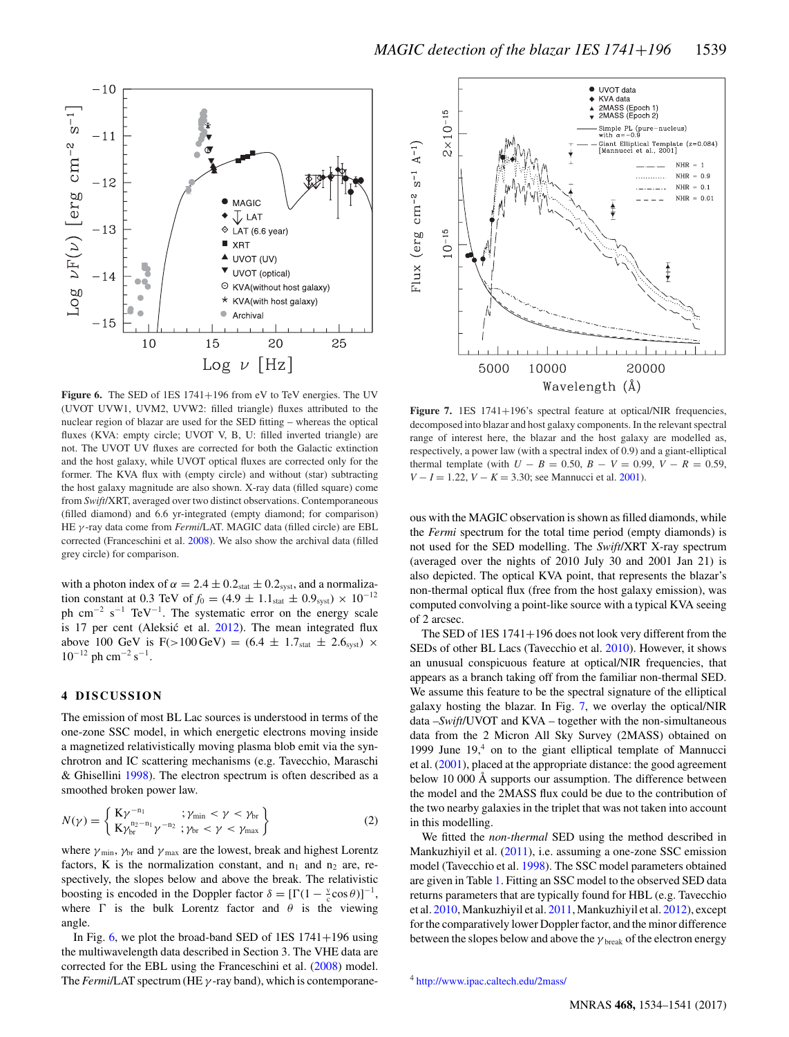Figure 6. The SED of 1ES 1741+196 from eV to TeV energies. The UV (UVOT UVW1, UVM2, UVW2: filled triangle) fluxes attributed to the nuclear region of blazar are used for the SED fitting – whereas the optical fluxes (KVA: empty circle; UVOT V, B, U: filled inverted triangle) are not. The UVOT UV fluxes are corrected for both the Galactic extinction and the host galaxy, while UVOT optical fluxes are corrected only for the former. The KVA flux with (empty circle) and without (star) subtracting the host galaxy magnitude are also shown. X-ray data (filled square) come from *Swift*/XRT, averaged over two distinct observations. Contemporaneous (filled diamond) and 6.6 yr-integrated (empty diamond; for comparison) HE $\gamma$-ray data come from *Fermi*/LAT. MAGIC data (filled circle) are EBL corrected (Franceschini et al. 2008). We also show the archival data (filled grey circle) for comparison.

Figure 7. 1ES 1741+196's spectral feature at optical/NIR frequencies, decomposed into blazar and host galaxy components. In the relevant spectral range of interest here, the blazar and the host galaxy are modelled as, respectively, a power law (with a spectral index of 0.9) and a giant-elliptical thermal template (with $U-B=0.50$, $B-V=0.99$, $V-R=0.59$, $V-I=1.22$, $V-K=3.30$; see Mannucci et al. 2001).

with a photon index of $\alpha = 2.4 \pm 0.2_{\rm stat} \pm 0.2_{\rm syst}$, and a normalization constant at 0.3 TeV of $f_0 = (4.9 \pm 1.1_{\rm stat} \pm 0.9_{\rm syst}) \times 10^{-12}$ ph cm$^{-2}$ s$^{-1}$ TeV$^{-1}$. The systematic error on the energy scale is 17 per cent (Aleksić et al. 2012). The mean integrated flux above 100 GeV is F(>100 GeV) = $(6.4 \pm 1.7_{\rm stat} \pm 2.6_{\rm syst}) \times 10^{-12}$ ph cm$^{-2}$ s$^{-1}$.

## 4 DISCUSSION

The emission of most BL Lac sources is understood in terms of the one-zone SSC model, in which energetic electrons moving inside a magnetized relativistically moving plasma blob emit via the synchrotron and IC scattering mechanisms (e.g. Tavecchio, Maraschi & Ghisellini 1998). The electron spectrum is often described as a smoothed broken power law.

$$N(\gamma) = \left\{ \begin{array}{ll} K\gamma^{-n_1} & ; \gamma_{\rm min} < \gamma < \gamma_{\rm br} \\ K\gamma_{\rm br}^{n_2 - n_1}\gamma^{-n_2} & ; \gamma_{\rm br} < \gamma < \gamma_{\rm max} \end{array} \right\} \quad (2)$$

where $\gamma_{\rm min}$, $\gamma_{\rm br}$ and $\gamma_{\rm max}$ are the lowest, break and highest Lorentz factors, K is the normalization constant, and $n_1$ and $n_2$ are, respectively, the slopes below and above the break. The relativistic boosting is encoded in the Doppler factor $\delta = [\Gamma(1 - \frac{v}{c}\cos\theta)]^{-1}$, where $\Gamma$ is the bulk Lorentz factor and $\theta$ is the viewing angle.

In Fig. 6, we plot the broad-band SED of 1ES 1741+196 using the multiwavelength data described in Section 3. The VHE data are corrected for the EBL using the Franceschini et al. (2008) model. The *Fermi*/LAT spectrum (HE $\gamma$-ray band), which is contemporaneous with the MAGIC observation is shown as filled diamonds, while the *Fermi* spectrum for the total time period (empty diamonds) is not used for the SED modelling. The *Swift*/XRT X-ray spectrum (averaged over the nights of 2010 July 30 and 2001 Jan 21) is also depicted. The optical KVA point, that represents the blazar's non-thermal optical flux (free from the host galaxy emission), was computed convolving a point-like source with a typical KVA seeing of 2 arcsec.

The SED of 1ES 1741+196 does not look very different from the SEDs of other BL Lacs (Tavecchio et al. 2010). However, it shows an unusual conspicuous feature at optical/NIR frequencies, that appears as a branch taking off from the familiar non-thermal SED. We assume this feature to be the spectral signature of the elliptical galaxy hosting the blazar. In Fig. 7, we overlay the optical/NIR data –*Swift*/UVOT and KVA – together with the non-simultaneous data from the 2 Micron All Sky Survey (2MASS) obtained on 1999 June 19,[4] on to the giant elliptical template of Mannucci et al. (2001), placed at the appropriate distance: the good agreement below 10 000 Å supports our assumption. The difference between the model and the 2MASS flux could be due to the contribution of the two nearby galaxies in the triplet that was not taken into account in this modelling.

We fitted the *non-thermal* SED using the method described in Mankuzhiyil et al. (2011), i.e. assuming a one-zone SSC emission model (Tavecchio et al. 1998). The SSC model parameters obtained are given in Table 1. Fitting an SSC model to the observed SED data returns parameters that are typically found for HBL (e.g. Tavecchio et al. 2010, Mankuzhiyil et al. 2011, Mankuzhiyil et al. 2012), except for the comparatively lower Doppler factor, and the minor difference between the slopes below and above the $\gamma_{\rm break}$ of the electron energy

[4] http://www.ipac.caltech.edu/2mass/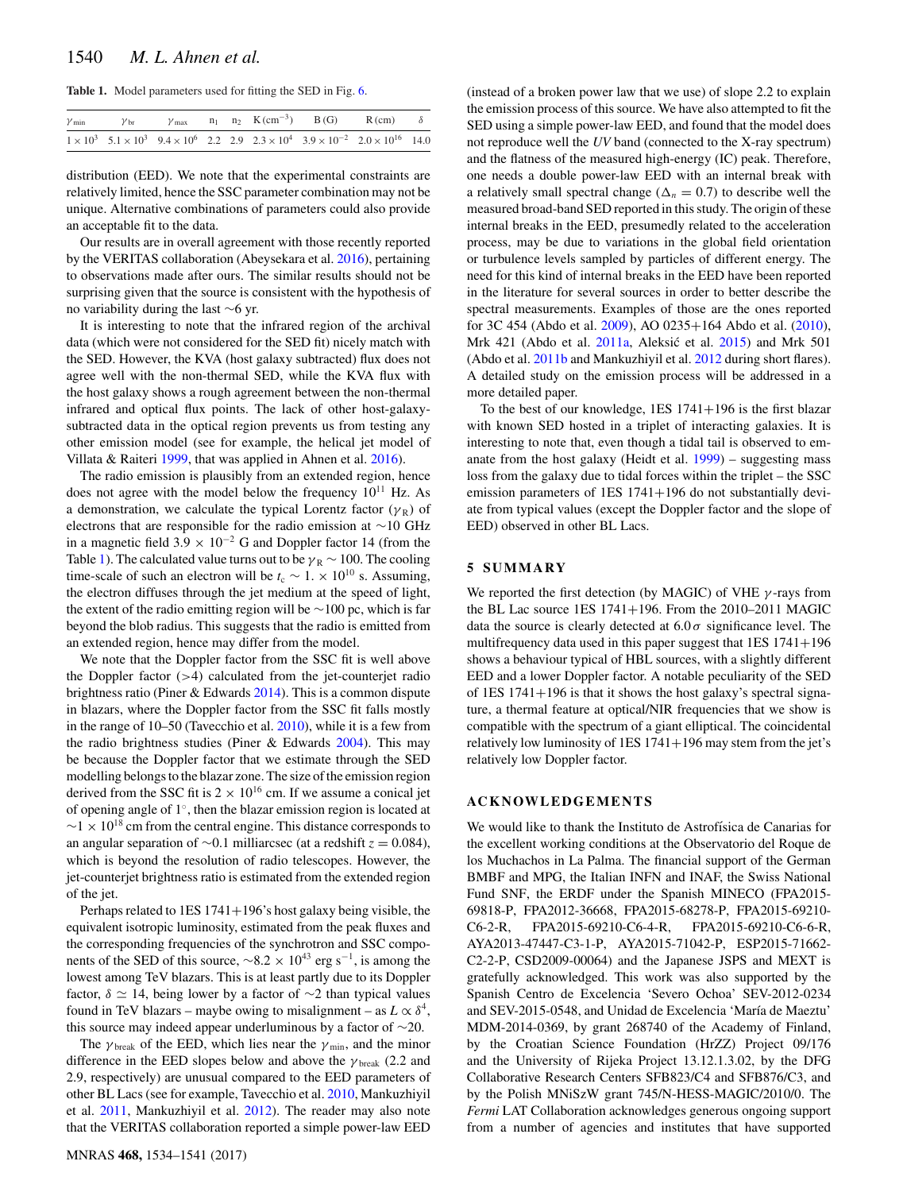**Table 1.** Model parameters used for fitting the SED in Fig. 6.

| $\gamma_{\rm min}$ | $\gamma_{\rm br}$ | $\gamma_{\rm max}$ | $n_1$ | $n_2$ | K (cm$^{-3}$) | B (G) | R (cm) | $\delta$ |
|---|---|---|---|---|---|---|---|---|
| $1 \times 10^3$ | $5.1 \times 10^3$ | $9.4 \times 10^6$ | 2.2 | 2.9 | $2.3 \times 10^4$ | $3.9 \times 10^{-2}$ | $2.0 \times 10^{16}$ | 14.0 |

distribution (EED). We note that the experimental constraints are relatively limited, hence the SSC parameter combination may not be unique. Alternative combinations of parameters could also provide an acceptable fit to the data.

Our results are in overall agreement with those recently reported by the VERITAS collaboration (Abeysekara et al. 2016), pertaining to observations made after ours. The similar results should not be surprising given that the source is consistent with the hypothesis of no variability during the last ∼6 yr.

It is interesting to note that the infrared region of the archival data (which were not considered for the SED fit) nicely match with the SED. However, the KVA (host galaxy subtracted) flux does not agree well with the non-thermal SED, while the KVA flux with the host galaxy shows a rough agreement between the non-thermal infrared and optical flux points. The lack of other host-galaxy-subtracted data in the optical region prevents us from testing any other emission model (see for example, the helical jet model of Villata & Raiteri 1999, that was applied in Ahnen et al. 2016).

The radio emission is plausibly from an extended region, hence does not agree with the model below the frequency $10^{11}$ Hz. As a demonstration, we calculate the typical Lorentz factor ($\gamma_{\rm R}$) of electrons that are responsible for the radio emission at ∼10 GHz in a magnetic field $3.9 \times 10^{-2}$ G and Doppler factor 14 (from the Table 1). The calculated value turns out to be $\gamma_{\rm R} \sim 100$. The cooling time-scale of such an electron will be $t_{\rm c} \sim 1. \times 10^{10}$ s. Assuming, the electron diffuses through the jet medium at the speed of light, the extent of the radio emitting region will be ∼100 pc, which is far beyond the blob radius. This suggests that the radio is emitted from an extended region, hence may differ from the model.

We note that the Doppler factor from the SSC fit is well above the Doppler factor (>4) calculated from the jet-counterjet radio brightness ratio (Piner & Edwards 2014). This is a common dispute in blazars, where the Doppler factor from the SSC fit falls mostly in the range of 10–50 (Tavecchio et al. 2010), while it is a few from the radio brightness studies (Piner & Edwards 2004). This may be because the Doppler factor that we estimate through the SED modelling belongs to the blazar zone. The size of the emission region derived from the SSC fit is $2 \times 10^{16}$ cm. If we assume a conical jet of opening angle of 1°, then the blazar emission region is located at $\sim 1 \times 10^{18}$ cm from the central engine. This distance corresponds to an angular separation of ∼0.1 milliarcsec (at a redshift $z = 0.084$), which is beyond the resolution of radio telescopes. However, the jet-counterjet brightness ratio is estimated from the extended region of the jet.

Perhaps related to 1ES 1741+196's host galaxy being visible, the equivalent isotropic luminosity, estimated from the peak fluxes and the corresponding frequencies of the synchrotron and SSC components of the SED of this source, $\sim 8.2 \times 10^{43}$ erg s$^{-1}$, is among the lowest among TeV blazars. This is at least partly due to its Doppler factor, $\delta \simeq 14$, being lower by a factor of ∼2 than typical values found in TeV blazars – maybe owing to misalignment – as $L \propto \delta^4$, this source may indeed appear underluminous by a factor of ∼20.

The $\gamma_{\rm break}$ of the EED, which lies near the $\gamma_{\rm min}$, and the minor difference in the EED slopes below and above the $\gamma_{\rm break}$ (2.2 and 2.9, respectively) are unusual compared to the EED parameters of other BL Lacs (see for example, Tavecchio et al. 2010, Mankuzhiyil et al. 2011, Mankuzhiyil et al. 2012). The reader may also note that the VERITAS collaboration reported a simple power-law EED (instead of a broken power law that we use) of slope 2.2 to explain the emission process of this source. We have also attempted to fit the SED using a simple power-law EED, and found that the model does not reproduce well the *UV* band (connected to the X-ray spectrum) and the flatness of the measured high-energy (IC) peak. Therefore, one needs a double power-law EED with an internal break with a relatively small spectral change ($\Delta_n = 0.7$) to describe well the measured broad-band SED reported in this study. The origin of these internal breaks in the EED, presumedly related to the acceleration process, may be due to variations in the global field orientation or turbulence levels sampled by particles of different energy. The need for this kind of internal breaks in the EED have been reported in the literature for several sources in order to better describe the spectral measurements. Examples of those are the ones reported for 3C 454 (Abdo et al. 2009), AO 0235+164 Abdo et al. (2010), Mrk 421 (Abdo et al. 2011a, Aleksić et al. 2015) and Mrk 501 (Abdo et al. 2011b and Mankuzhiyil et al. 2012 during short flares). A detailed study on the emission process will be addressed in a more detailed paper.

To the best of our knowledge, 1ES 1741+196 is the first blazar with known SED hosted in a triplet of interacting galaxies. It is interesting to note that, even though a tidal tail is observed to emanate from the host galaxy (Heidt et al. 1999) – suggesting mass loss from the galaxy due to tidal forces within the triplet – the SSC emission parameters of 1ES 1741+196 do not substantially deviate from typical values (except the Doppler factor and the slope of EED) observed in other BL Lacs.

## 5 SUMMARY

We reported the first detection (by MAGIC) of VHE $\gamma$-rays from the BL Lac source 1ES 1741+196. From the 2010–2011 MAGIC data the source is clearly detected at $6.0\sigma$ significance level. The multifrequency data used in this paper suggest that 1ES 1741+196 shows a behaviour typical of HBL sources, with a slightly different EED and a lower Doppler factor. A notable peculiarity of the SED of 1ES 1741+196 is that it shows the host galaxy's spectral signature, a thermal feature at optical/NIR frequencies that we show is compatible with the spectrum of a giant elliptical. The coincidental relatively low luminosity of 1ES 1741+196 may stem from the jet's relatively low Doppler factor.

## ACKNOWLEDGEMENTS

We would like to thank the Instituto de Astrofísica de Canarias for the excellent working conditions at the Observatorio del Roque de los Muchachos in La Palma. The financial support of the German BMBF and MPG, the Italian INFN and INAF, the Swiss National Fund SNF, the ERDF under the Spanish MINECO (FPA2015-69818-P, FPA2012-36668, FPA2015-68278-P, FPA2015-69210-C6-2-R, FPA2015-69210-C6-4-R, FPA2015-69210-C6-6-R, AYA2013-47447-C3-1-P, AYA2015-71042-P, ESP2015-71662-C2-2-P, CSD2009-00064) and the Japanese JSPS and MEXT is gratefully acknowledged. This work was also supported by the Spanish Centro de Excelencia 'Severo Ochoa' SEV-2012-0234 and SEV-2015-0548, and Unidad de Excelencia 'María de Maeztu' MDM-2014-0369, by grant 268740 of the Academy of Finland, by the Croatian Science Foundation (HrZZ) Project 09/176 and the University of Rijeka Project 13.12.1.3.02, by the DFG Collaborative Research Centers SFB823/C4 and SFB876/C3, and by the Polish MNiSzW grant 745/N-HESS-MAGIC/2010/0. The *Fermi* LAT Collaboration acknowledges generous ongoing support from a number of agencies and institutes that have supported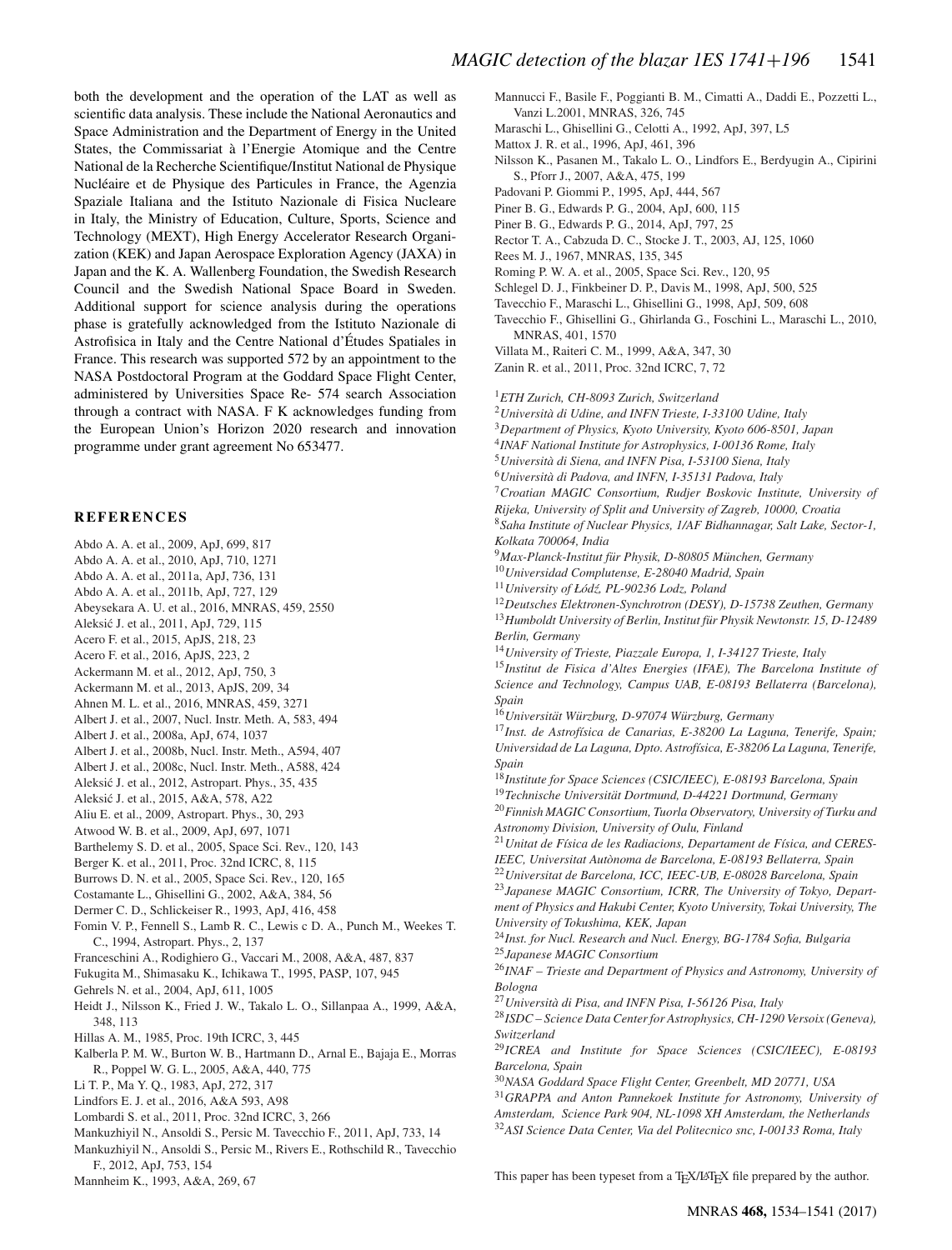both the development and the operation of the LAT as well as scientific data analysis. These include the National Aeronautics and Space Administration and the Department of Energy in the United States, the Commissariat à l'Energie Atomique and the Centre National de la Recherche Scientifique/Institut National de Physique Nucléaire et de Physique des Particules in France, the Agenzia Spaziale Italiana and the Istituto Nazionale di Fisica Nucleare in Italy, the Ministry of Education, Culture, Sports, Science and Technology (MEXT), High Energy Accelerator Research Organization (KEK) and Japan Aerospace Exploration Agency (JAXA) in Japan and the K. A. Wallenberg Foundation, the Swedish Research Council and the Swedish National Space Board in Sweden. Additional support for science analysis during the operations phase is gratefully acknowledged from the Istituto Nazionale di Astrofisica in Italy and the Centre National d'Études Spatiales in France. This research was supported 572 by an appointment to the NASA Postdoctoral Program at the Goddard Space Flight Center, administered by Universities Space Re- 574 search Association through a contract with NASA. F K acknowledges funding from the European Union's Horizon 2020 research and innovation programme under grant agreement No 653477.

## REFERENCES

Abdo A. A. et al., 2009, ApJ, 699, 817
Abdo A. A. et al., 2010, ApJ, 710, 1271
Abdo A. A. et al., 2011a, ApJ, 736, 131
Abdo A. A. et al., 2011b, ApJ, 727, 129
Abeysekara A. U. et al., 2016, MNRAS, 459, 2550
Aleksić J. et al., 2011, ApJ, 729, 115
Acero F. et al., 2015, ApJS, 218, 23
Acero F. et al., 2016, ApJS, 223, 2
Ackermann M. et al., 2012, ApJ, 750, 3
Ackermann M. et al., 2013, ApJS, 209, 34
Ahnen M. L. et al., 2016, MNRAS, 459, 3271
Albert J. et al., 2007, Nucl. Instr. Meth. A, 583, 494
Albert J. et al., 2008a, ApJ, 674, 1037
Albert J. et al., 2008b, Nucl. Instr. Meth., A594, 407
Albert J. et al., 2008c, Nucl. Instr. Meth., A588, 424
Aleksić J. et al., 2012, Astropart. Phys., 35, 435
Aleksić J. et al., 2015, A&A, 578, A22
Aliu E. et al., 2009, Astropart. Phys., 30, 293
Atwood W. B. et al., 2009, ApJ, 697, 1071
Barthelemy S. D. et al., 2005, Space Sci. Rev., 120, 143
Berger K. et al., 2011, Proc. 32nd ICRC, 8, 115
Burrows D. N. et al., 2005, Space Sci. Rev., 120, 165
Costamante L., Ghisellini G., 2002, A&A, 384, 56
Dermer C. D., Schlickeiser R., 1993, ApJ, 416, 458
Fomin V. P., Fennell S., Lamb R. C., Lewis c D. A., Punch M., Weekes T. C., 1994, Astropart. Phys., 2, 137
Franceschini A., Rodighiero G., Vaccari M., 2008, A&A, 487, 837
Fukugita M., Shimasaku K., Ichikawa T., 1995, PASP, 107, 945
Gehrels N. et al., 2004, ApJ, 611, 1005
Heidt J., Nilsson K., Fried J. W., Takalo L. O., Sillanpaa A., 1999, A&A, 348, 113
Hillas A. M., 1985, Proc. 19th ICRC, 3, 445
Kalberla P. M. W., Burton W. B., Hartmann D., Arnal E., Bajaja E., Morras R., Poppel W. G. L., 2005, A&A, 440, 775
Li T. P., Ma Y. Q., 1983, ApJ, 272, 317
Lindfors E. J. et al., 2016, A&A 593, A98
Lombardi S. et al., 2011, Proc. 32nd ICRC, 3, 266
Mankuzhiyil N., Ansoldi S., Persic M. Tavecchio F., 2011, ApJ, 733, 14
Mankuzhiyil N., Ansoldi S., Persic M., Rivers E., Rothschild R., Tavecchio F., 2012, ApJ, 753, 154
Mannheim K., 1993, A&A, 269, 67
Mannucci F., Basile F., Poggianti B. M., Cimatti A., Daddi E., Pozzetti L., Vanzi L.2001, MNRAS, 326, 745
Maraschi L., Ghisellini G., Celotti A., 1992, ApJ, 397, L5
Mattox J. R. et al., 1996, ApJ, 461, 396
Nilsson K., Pasanen M., Takalo L. O., Lindfors E., Berdyugin A., Cipirini S., Pforr J., 2007, A&A, 475, 199
Padovani P. Giommi P., 1995, ApJ, 444, 567
Piner B. G., Edwards P. G., 2004, ApJ, 600, 115
Piner B. G., Edwards P. G., 2014, ApJ, 797, 25
Rector T. A., Cabzuda D. C., Stocke J. T., 2003, AJ, 125, 1060
Rees M. J., 1967, MNRAS, 135, 345
Roming P. W. A. et al., 2005, Space Sci. Rev., 120, 95
Schlegel D. J., Finkbeiner D. P., Davis M., 1998, ApJ, 500, 525
Tavecchio F., Maraschi L., Ghisellini G., 1998, ApJ, 509, 608
Tavecchio F., Ghisellini G., Ghirlanda G., Foschini L., Maraschi L., 2010, MNRAS, 401, 1570
Villata M., Raiteri C. M., 1999, A&A, 347, 30
Zanin R. et al., 2011, Proc. 32nd ICRC, 7, 72

[1] *ETH Zurich, CH-8093 Zurich, Switzerland*
[2] *Università di Udine, and INFN Trieste, I-33100 Udine, Italy*
[3] *Department of Physics, Kyoto University, Kyoto 606-8501, Japan*
[4] *INAF National Institute for Astrophysics, I-00136 Rome, Italy*
[5] *Università di Siena, and INFN Pisa, I-53100 Siena, Italy*
[6] *Università di Padova, and INFN, I-35131 Padova, Italy*
[7] *Croatian MAGIC Consortium, Rudjer Boskovic Institute, University of Rijeka, University of Split and University of Zagreb, 10000, Croatia*
[8] *Saha Institute of Nuclear Physics, 1/AF Bidhannagar, Salt Lake, Sector-1, Kolkata 700064, India*
[9] *Max-Planck-Institut für Physik, D-80805 München, Germany*
[10] *Universidad Complutense, E-28040 Madrid, Spain*
[11] *University of Łódź, PL-90236 Lodz, Poland*
[12] *Deutsches Elektronen-Synchrotron (DESY), D-15738 Zeuthen, Germany*
[13] *Humboldt University of Berlin, Institut für Physik Newtonstr. 15, D-12489 Berlin, Germany*
[14] *University of Trieste, Piazzale Europa, 1, I-34127 Trieste, Italy*
[15] *Institut de Fisica d'Altes Energies (IFAE), The Barcelona Institute of Science and Technology, Campus UAB, E-08193 Bellaterra (Barcelona), Spain*
[16] *Universität Würzburg, D-97074 Würzburg, Germany*
[17] *Inst. de Astrofísica de Canarias, E-38200 La Laguna, Tenerife, Spain; Universidad de La Laguna, Dpto. Astrofísica, E-38206 La Laguna, Tenerife, Spain*
[18] *Institute for Space Sciences (CSIC/IEEC), E-08193 Barcelona, Spain*
[19] *Technische Universität Dortmund, D-44221 Dortmund, Germany*
[20] *Finnish MAGIC Consortium, Tuorla Observatory, University of Turku and Astronomy Division, University of Oulu, Finland*
[21] *Unitat de Física de les Radiacions, Departament de Física, and CERES-IEEC, Universitat Autònoma de Barcelona, E-08193 Bellaterra, Spain*
[22] *Universitat de Barcelona, ICC, IEEC-UB, E-08028 Barcelona, Spain*
[23] *Japanese MAGIC Consortium, ICRR, The University of Tokyo, Department of Physics and Hakubi Center, Kyoto University, Tokai University, The University of Tokushima, KEK, Japan*
[24] *Inst. for Nucl. Research and Nucl. Energy, BG-1784 Sofia, Bulgaria*
[25] *Japanese MAGIC Consortium*
[26] *INAF – Trieste and Department of Physics and Astronomy, University of Bologna*
[27] *Università di Pisa, and INFN Pisa, I-56126 Pisa, Italy*
[28] *ISDC – Science Data Center for Astrophysics, CH-1290 Versoix (Geneva), Switzerland*
[29] *ICREA and Institute for Space Sciences (CSIC/IEEC), E-08193 Barcelona, Spain*
[30] *NASA Goddard Space Flight Center, Greenbelt, MD 20771, USA*
[31] *GRAPPA and Anton Pannekoek Institute for Astronomy, University of Amsterdam, Science Park 904, NL-1098 XH Amsterdam, the Netherlands*
[32] *ASI Science Data Center, Via del Politecnico snc, I-00133 Roma, Italy*

This paper has been typeset from a TEX/LATEX file prepared by the author.